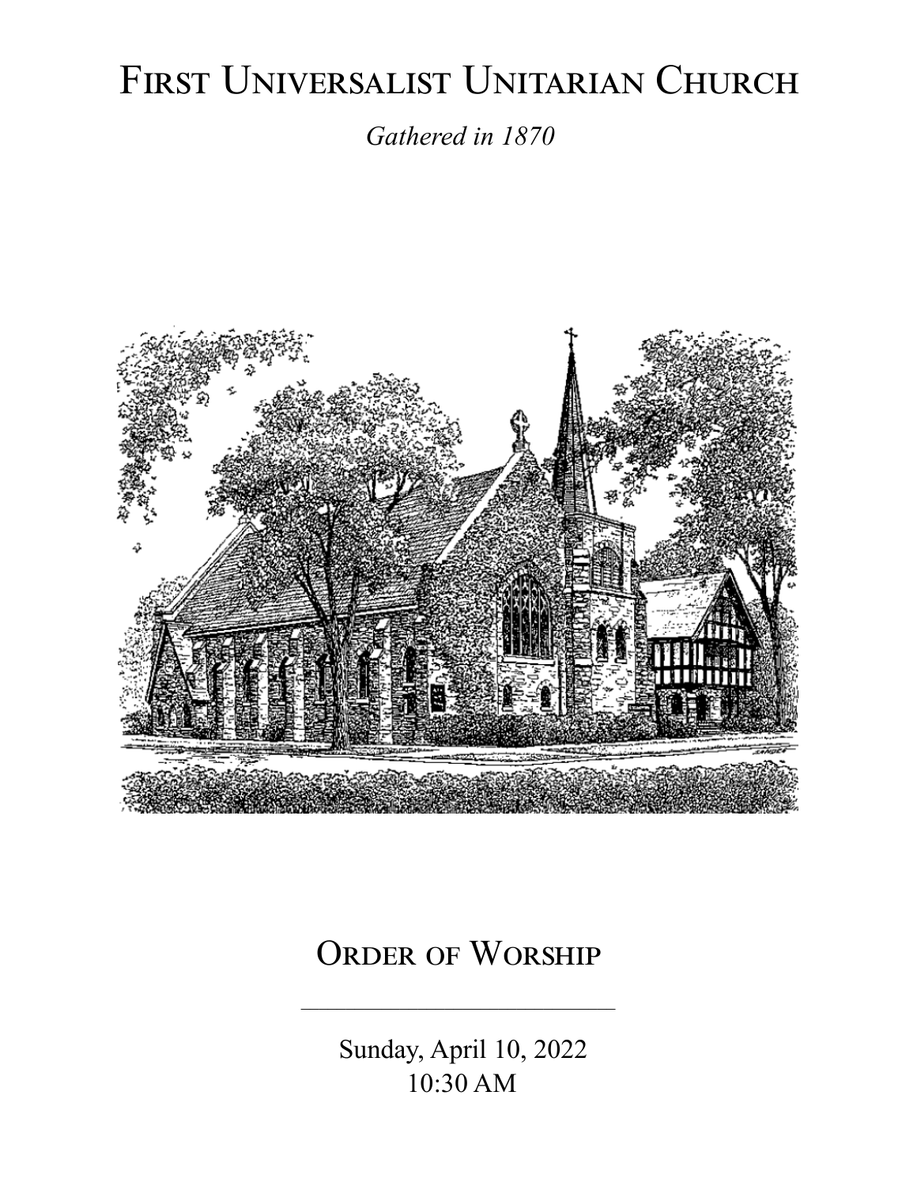# First Universalist Unitarian Church

*Gathered in 1870*

## Order of Worship

---

Sunday, April 10, 2022
10:30 AM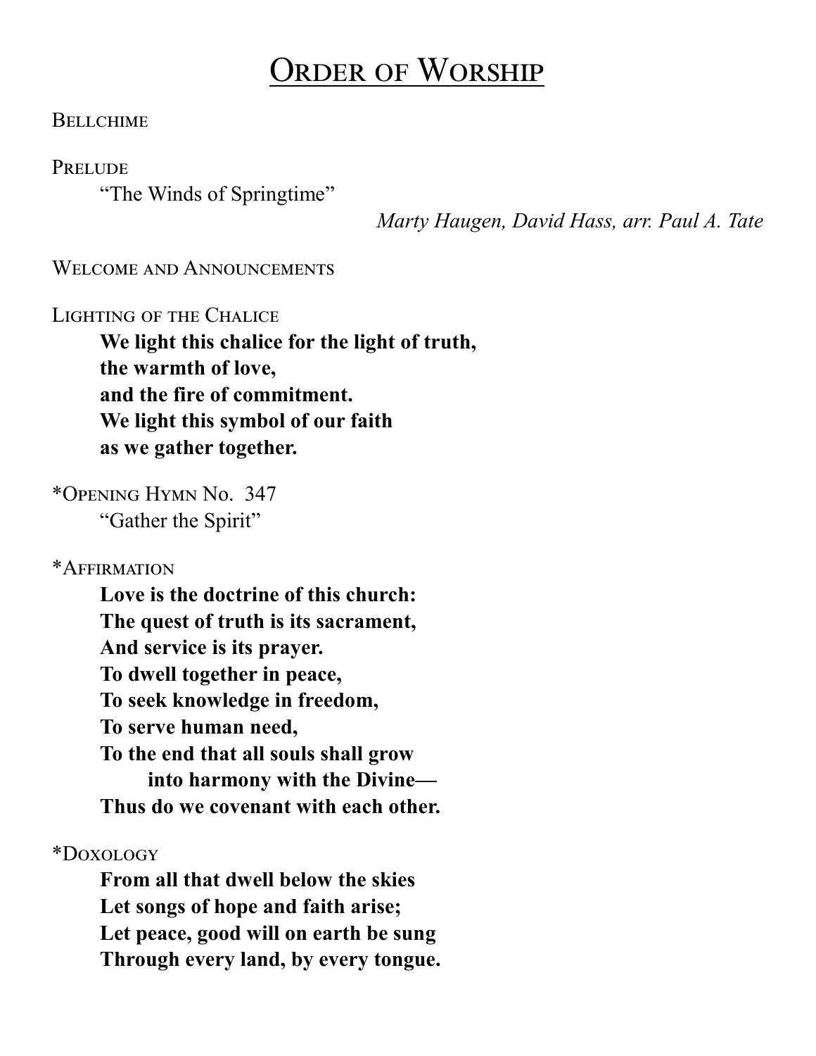# Order of Worship

Bellchime

Prelude

"The Winds of Springtime"

*Marty Haugen, David Hass, arr. Paul A. Tate*

Welcome and Announcements

Lighting of the Chalice

**We light this chalice for the light of truth,**
**the warmth of love,**
**and the fire of commitment.**
**We light this symbol of our faith**
**as we gather together.**

*Opening Hymn No. 347

"Gather the Spirit"

*Affirmation

**Love is the doctrine of this church:**
**The quest of truth is its sacrament,**
**And service is its prayer.**
**To dwell together in peace,**
**To seek knowledge in freedom,**
**To serve human need,**
**To the end that all souls shall grow**
**into harmony with the Divine—**
**Thus do we covenant with each other.**

*Doxology

**From all that dwell below the skies**
**Let songs of hope and faith arise;**
**Let peace, good will on earth be sung**
**Through every land, by every tongue.**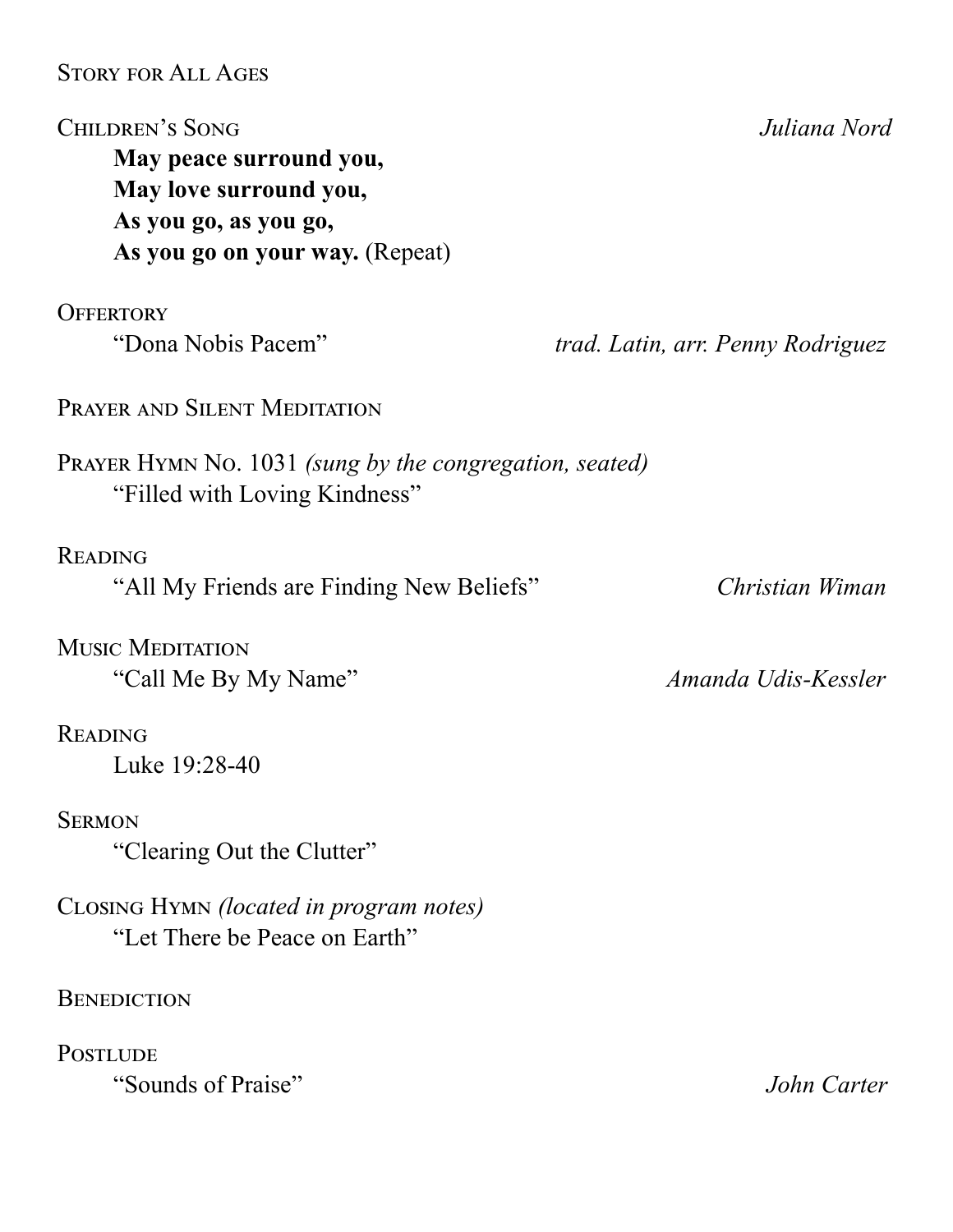Story for All Ages

Children's Song *Juliana Nord*

**May peace surround you,**
**May love surround you,**
**As you go, as you go,**
**As you go on your way.** (Repeat)

Offertory

"Dona Nobis Pacem" *trad. Latin, arr. Penny Rodriguez*

Prayer and Silent Meditation

Prayer Hymn No. 1031 *(sung by the congregation, seated)*

"Filled with Loving Kindness"

Reading

"All My Friends are Finding New Beliefs" *Christian Wiman*

Music Meditation

"Call Me By My Name" *Amanda Udis-Kessler*

Reading

Luke 19:28-40

Sermon

"Clearing Out the Clutter"

Closing Hymn *(located in program notes)*

"Let There be Peace on Earth"

Benediction

Postlude

"Sounds of Praise" *John Carter*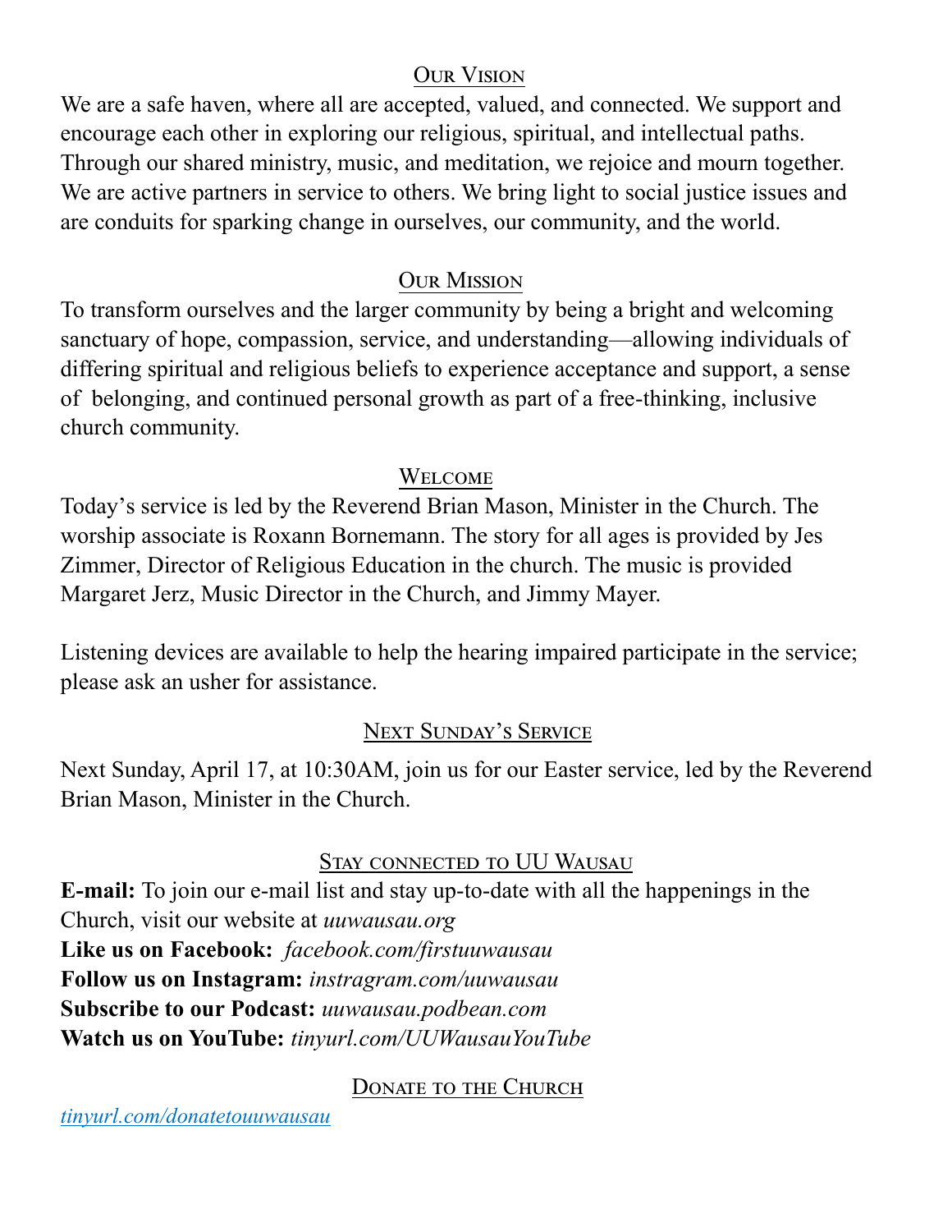## Our Vision

We are a safe haven, where all are accepted, valued, and connected. We support and encourage each other in exploring our religious, spiritual, and intellectual paths. Through our shared ministry, music, and meditation, we rejoice and mourn together. We are active partners in service to others. We bring light to social justice issues and are conduits for sparking change in ourselves, our community, and the world.

## Our Mission

To transform ourselves and the larger community by being a bright and welcoming sanctuary of hope, compassion, service, and understanding—allowing individuals of differing spiritual and religious beliefs to experience acceptance and support, a sense of belonging, and continued personal growth as part of a free-thinking, inclusive church community.

## Welcome

Today's service is led by the Reverend Brian Mason, Minister in the Church. The worship associate is Roxann Bornemann. The story for all ages is provided by Jes Zimmer, Director of Religious Education in the church. The music is provided Margaret Jerz, Music Director in the Church, and Jimmy Mayer.

Listening devices are available to help the hearing impaired participate in the service; please ask an usher for assistance.

## Next Sunday's Service

Next Sunday, April 17, at 10:30AM, join us for our Easter service, led by the Reverend Brian Mason, Minister in the Church.

## Stay connected to UU Wausau

**E-mail:** To join our e-mail list and stay up-to-date with all the happenings in the Church, visit our website at *uuwausau.org*
**Like us on Facebook:** *facebook.com/firstuuwausau*
**Follow us on Instagram:** *instragram.com/uuwausau*
**Subscribe to our Podcast:** *uuwausau.podbean.com*
**Watch us on YouTube:** *tinyurl.com/UUWausauYouTube*

## Donate to the Church

*tinyurl.com/donatetouuwausau*